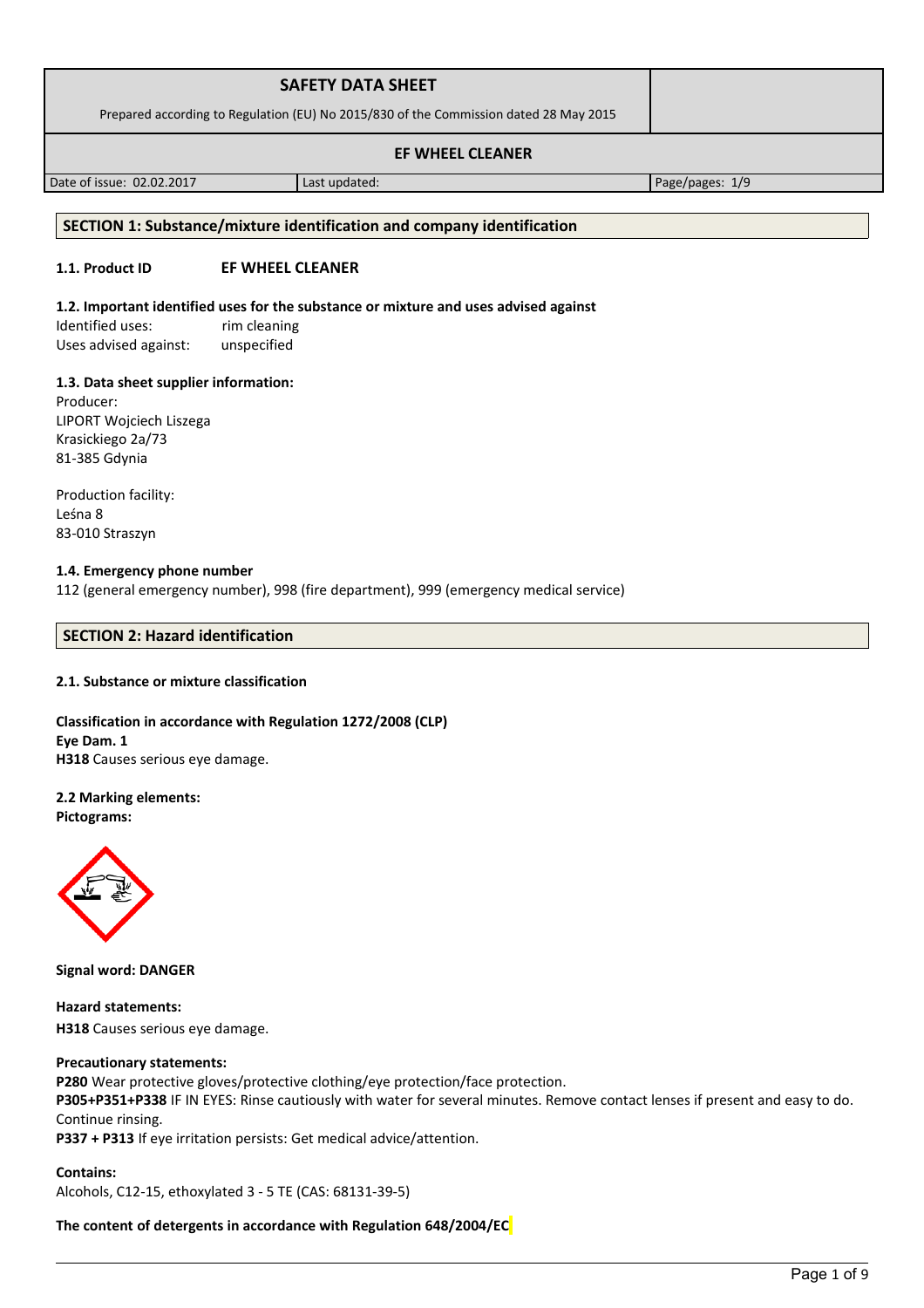| SAFETY DATA SHEET<br>Prepared according to Regulation (EU) No 2015/830 of the Commission dated 28 May 2015 | | |
|---|---|---|
| **EF WHEEL CLEANER** | | |
| Date of issue: 02.02.2017 | Last updated: | Page/pages: 1/9 |

## SECTION 1: Substance/mixture identification and company identification

**1.1. Product ID** **EF WHEEL CLEANER**

**1.2. Important identified uses for the substance or mixture and uses advised against**

Identified uses: rim cleaning
Uses advised against: unspecified

**1.3. Data sheet supplier information:**

Producer:
LIPORT Wojciech Liszega
Krasickiego 2a/73
81-385 Gdynia

Production facility:
Leśna 8
83-010 Straszyn

**1.4. Emergency phone number**

112 (general emergency number), 998 (fire department), 999 (emergency medical service)

## SECTION 2: Hazard identification

**2.1. Substance or mixture classification**

**Classification in accordance with Regulation 1272/2008 (CLP)**
**Eye Dam. 1**
**H318** Causes serious eye damage.

**2.2 Marking elements:**
**Pictograms:**

**Signal word: DANGER**

**Hazard statements:**
**H318** Causes serious eye damage.

**Precautionary statements:**
**P280** Wear protective gloves/protective clothing/eye protection/face protection.
**P305+P351+P338** IF IN EYES: Rinse cautiously with water for several minutes. Remove contact lenses if present and easy to do. Continue rinsing.
**P337 + P313** If eye irritation persists: Get medical advice/attention.

**Contains:**
Alcohols, C12-15, ethoxylated 3 - 5 TE (CAS: 68131-39-5)

**The content of detergents in accordance with Regulation 648/2004/EC**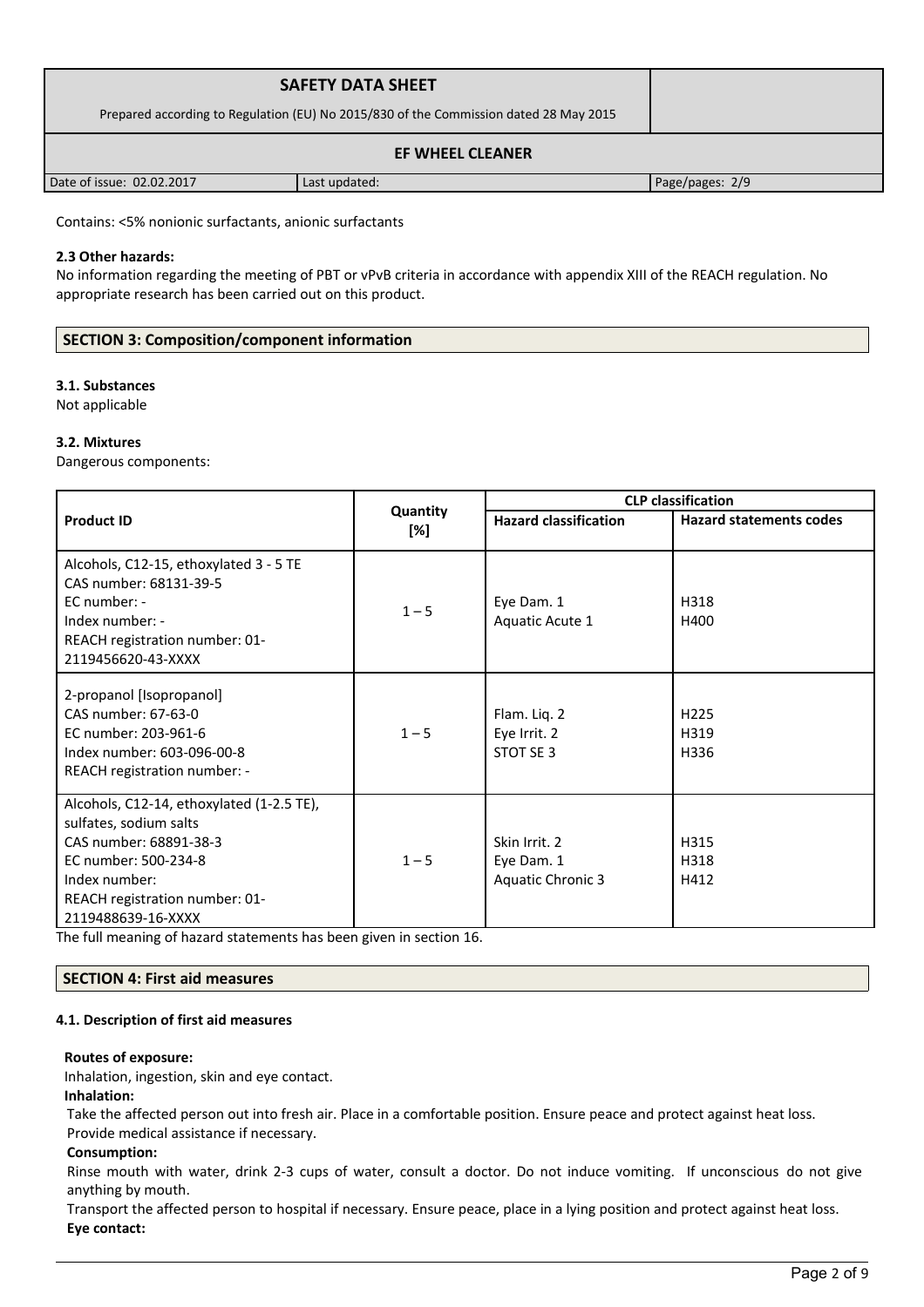Contains: <5% nonionic surfactants, anionic surfactants

**2.3 Other hazards:**

No information regarding the meeting of PBT or vPvB criteria in accordance with appendix XIII of the REACH regulation. No appropriate research has been carried out on this product.

## SECTION 3: Composition/component information

**3.1. Substances**

Not applicable

**3.2. Mixtures**

Dangerous components:

| Product ID | Quantity [%] | CLP classification | |
|---|---|---|---|
| | | Hazard classification | Hazard statements codes |
| Alcohols, C12-15, ethoxylated 3 - 5 TE<br>CAS number: 68131-39-5<br>EC number: -<br>Index number: -<br>REACH registration number: 01-2119456620-43-XXXX | 1 – 5 | Eye Dam. 1<br>Aquatic Acute 1 | H318<br>H400 |
| 2-propanol [Isopropanol]<br>CAS number: 67-63-0<br>EC number: 203-961-6<br>Index number: 603-096-00-8<br>REACH registration number: - | 1 – 5 | Flam. Liq. 2<br>Eye Irrit. 2<br>STOT SE 3 | H225<br>H319<br>H336 |
| Alcohols, C12-14, ethoxylated (1-2.5 TE), sulfates, sodium salts<br>CAS number: 68891-38-3<br>EC number: 500-234-8<br>Index number:<br>REACH registration number: 01-2119488639-16-XXXX | 1 – 5 | Skin Irrit. 2<br>Eye Dam. 1<br>Aquatic Chronic 3 | H315<br>H318<br>H412 |

The full meaning of hazard statements has been given in section 16.

## SECTION 4: First aid measures

**4.1. Description of first aid measures**

**Routes of exposure:**

Inhalation, ingestion, skin and eye contact.

**Inhalation:**

Take the affected person out into fresh air. Place in a comfortable position. Ensure peace and protect against heat loss. Provide medical assistance if necessary.

**Consumption:**

Rinse mouth with water, drink 2-3 cups of water, consult a doctor. Do not induce vomiting. If unconscious do not give anything by mouth.

Transport the affected person to hospital if necessary. Ensure peace, place in a lying position and protect against heat loss.

**Eye contact:**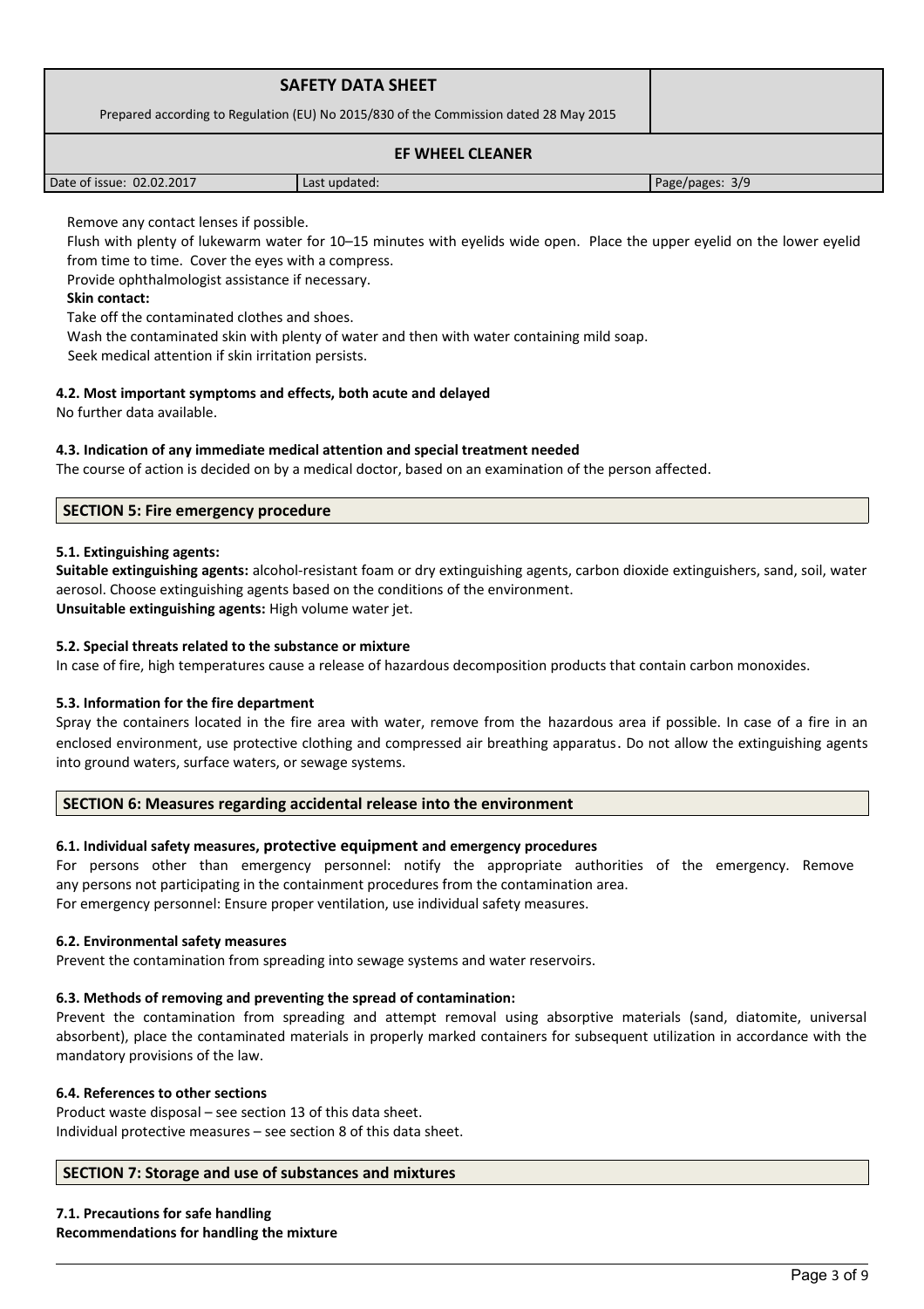Remove any contact lenses if possible.

Flush with plenty of lukewarm water for 10–15 minutes with eyelids wide open. Place the upper eyelid on the lower eyelid from time to time. Cover the eyes with a compress.

Provide ophthalmologist assistance if necessary.

**Skin contact:**

Take off the contaminated clothes and shoes.

Wash the contaminated skin with plenty of water and then with water containing mild soap.

Seek medical attention if skin irritation persists.

### 4.2. Most important symptoms and effects, both acute and delayed

No further data available.

### 4.3. Indication of any immediate medical attention and special treatment needed

The course of action is decided on by a medical doctor, based on an examination of the person affected.

## SECTION 5: Fire emergency procedure

### 5.1. Extinguishing agents:

**Suitable extinguishing agents:** alcohol-resistant foam or dry extinguishing agents, carbon dioxide extinguishers, sand, soil, water aerosol. Choose extinguishing agents based on the conditions of the environment.

**Unsuitable extinguishing agents:** High volume water jet.

### 5.2. Special threats related to the substance or mixture

In case of fire, high temperatures cause a release of hazardous decomposition products that contain carbon monoxides.

### 5.3. Information for the fire department

Spray the containers located in the fire area with water, remove from the hazardous area if possible. In case of a fire in an enclosed environment, use protective clothing and compressed air breathing apparatus. Do not allow the extinguishing agents into ground waters, surface waters, or sewage systems.

## SECTION 6: Measures regarding accidental release into the environment

### 6.1. Individual safety measures, protective equipment and emergency procedures

For persons other than emergency personnel: notify the appropriate authorities of the emergency. Remove any persons not participating in the containment procedures from the contamination area.

For emergency personnel: Ensure proper ventilation, use individual safety measures.

### 6.2. Environmental safety measures

Prevent the contamination from spreading into sewage systems and water reservoirs.

### 6.3. Methods of removing and preventing the spread of contamination:

Prevent the contamination from spreading and attempt removal using absorptive materials (sand, diatomite, universal absorbent), place the contaminated materials in properly marked containers for subsequent utilization in accordance with the mandatory provisions of the law.

### 6.4. References to other sections

Product waste disposal – see section 13 of this data sheet.

Individual protective measures – see section 8 of this data sheet.

## SECTION 7: Storage and use of substances and mixtures

### 7.1. Precautions for safe handling

**Recommendations for handling the mixture**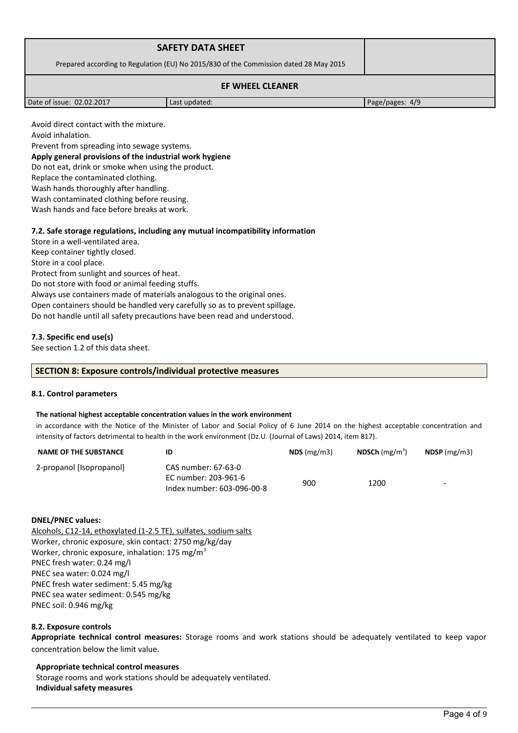Avoid direct contact with the mixture.
Avoid inhalation.
Prevent from spreading into sewage systems.
**Apply general provisions of the industrial work hygiene**
Do not eat, drink or smoke when using the product.
Replace the contaminated clothing.
Wash hands thoroughly after handling.
Wash contaminated clothing before reusing.
Wash hands and face before breaks at work.

### 7.2. Safe storage regulations, including any mutual incompatibility information

Store in a well-ventilated area.
Keep container tightly closed.
Store in a cool place.
Protect from sunlight and sources of heat.
Do not store with food or animal feeding stuffs.
Always use containers made of materials analogous to the original ones.
Open containers should be handled very carefully so as to prevent spillage.
Do not handle until all safety precautions have been read and understood.

### 7.3. Specific end use(s)

See section 1.2 of this data sheet.

## SECTION 8: Exposure controls/individual protective measures

### 8.1. Control parameters

**The national highest acceptable concentration values in the work environment**

in accordance with the Notice of the Minister of Labor and Social Policy of 6 June 2014 on the highest acceptable concentration and intensity of factors detrimental to health in the work environment (Dz.U. (Journal of Laws) 2014, item 817).

| NAME OF THE SUBSTANCE | ID | NDS (mg/m3) | NDSCh (mg/m$^3$) | NDSP (mg/m3) |
|---|---|---|---|---|
| 2-propanol [Isopropanol] | CAS number: 67-63-0<br>EC number: 203-961-6<br>Index number: 603-096-00-8 | 900 | 1200 | - |

**DNEL/PNEC values:**

Alcohols, C12-14, ethoxylated (1-2.5 TE), sulfates, sodium salts
Worker, chronic exposure, skin contact: 2750 mg/kg/day
Worker, chronic exposure, inhalation: 175 mg/m$^3$
PNEC fresh water: 0.24 mg/l
PNEC sea water: 0.024 mg/l
PNEC fresh water sediment: 5.45 mg/kg
PNEC sea water sediment: 0.545 mg/kg
PNEC soil: 0.946 mg/kg

### 8.2. Exposure controls

**Appropriate technical control measures:** Storage rooms and work stations should be adequately ventilated to keep vapor concentration below the limit value.

**Appropriate technical control measures**
Storage rooms and work stations should be adequately ventilated.
**Individual safety measures**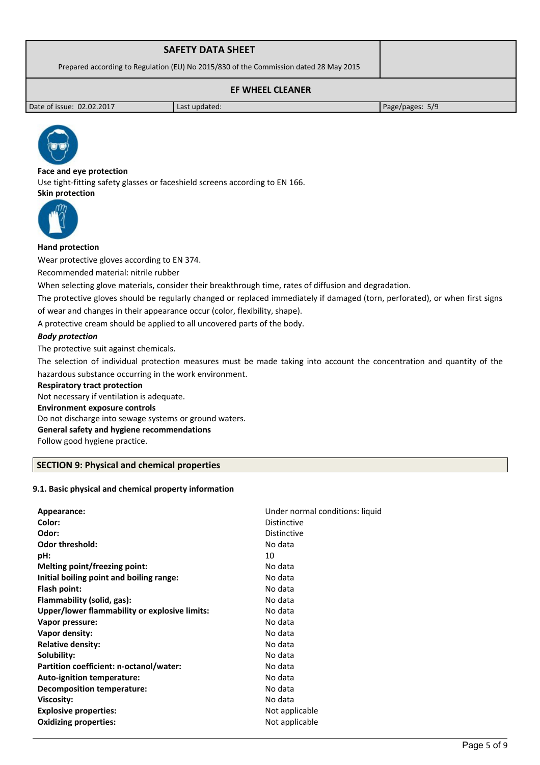**Face and eye protection**

Use tight-fitting safety glasses or faceshield screens according to EN 166.

**Skin protection**

**Hand protection**

Wear protective gloves according to EN 374.

Recommended material: nitrile rubber

When selecting glove materials, consider their breakthrough time, rates of diffusion and degradation.

The protective gloves should be regularly changed or replaced immediately if damaged (torn, perforated), or when first signs of wear and changes in their appearance occur (color, flexibility, shape).

A protective cream should be applied to all uncovered parts of the body.

***Body protection***

The protective suit against chemicals.

The selection of individual protection measures must be made taking into account the concentration and quantity of the hazardous substance occurring in the work environment.

**Respiratory tract protection**

Not necessary if ventilation is adequate.

**Environment exposure controls**

Do not discharge into sewage systems or ground waters.

**General safety and hygiene recommendations**

Follow good hygiene practice.

## SECTION 9: Physical and chemical properties

### 9.1. Basic physical and chemical property information

| | |
|---|---|
| **Appearance:** | Under normal conditions: liquid |
| **Color:** | Distinctive |
| **Odor:** | Distinctive |
| **Odor threshold:** | No data |
| **pH:** | 10 |
| **Melting point/freezing point:** | No data |
| **Initial boiling point and boiling range:** | No data |
| **Flash point:** | No data |
| **Flammability (solid, gas):** | No data |
| **Upper/lower flammability or explosive limits:** | No data |
| **Vapor pressure:** | No data |
| **Vapor density:** | No data |
| **Relative density:** | No data |
| **Solubility:** | No data |
| **Partition coefficient: n-octanol/water:** | No data |
| **Auto-ignition temperature:** | No data |
| **Decomposition temperature:** | No data |
| **Viscosity:** | No data |
| **Explosive properties:** | Not applicable |
| **Oxidizing properties:** | Not applicable |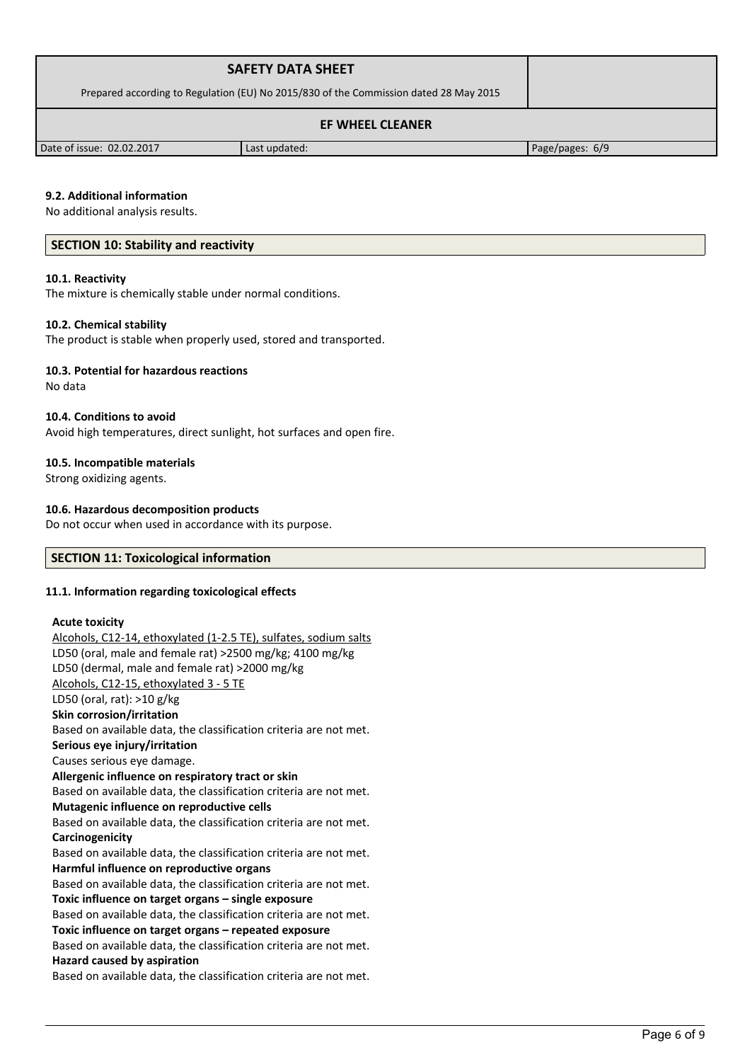### 9.2. Additional information

No additional analysis results.

## SECTION 10: Stability and reactivity

### 10.1. Reactivity

The mixture is chemically stable under normal conditions.

### 10.2. Chemical stability

The product is stable when properly used, stored and transported.

### 10.3. Potential for hazardous reactions

No data

### 10.4. Conditions to avoid

Avoid high temperatures, direct sunlight, hot surfaces and open fire.

### 10.5. Incompatible materials

Strong oxidizing agents.

### 10.6. Hazardous decomposition products

Do not occur when used in accordance with its purpose.

## SECTION 11: Toxicological information

### 11.1. Information regarding toxicological effects

**Acute toxicity**

Alcohols, C12-14, ethoxylated (1-2.5 TE), sulfates, sodium salts
LD50 (oral, male and female rat) >2500 mg/kg; 4100 mg/kg
LD50 (dermal, male and female rat) >2000 mg/kg
Alcohols, C12-15, ethoxylated 3 - 5 TE
LD50 (oral, rat): >10 g/kg

**Skin corrosion/irritation**

Based on available data, the classification criteria are not met.

**Serious eye injury/irritation**

Causes serious eye damage.

**Allergenic influence on respiratory tract or skin**

Based on available data, the classification criteria are not met.

**Mutagenic influence on reproductive cells**

Based on available data, the classification criteria are not met.

**Carcinogenicity**

Based on available data, the classification criteria are not met.

**Harmful influence on reproductive organs**

Based on available data, the classification criteria are not met.

**Toxic influence on target organs – single exposure**

Based on available data, the classification criteria are not met.

**Toxic influence on target organs – repeated exposure**

Based on available data, the classification criteria are not met.

**Hazard caused by aspiration**

Based on available data, the classification criteria are not met.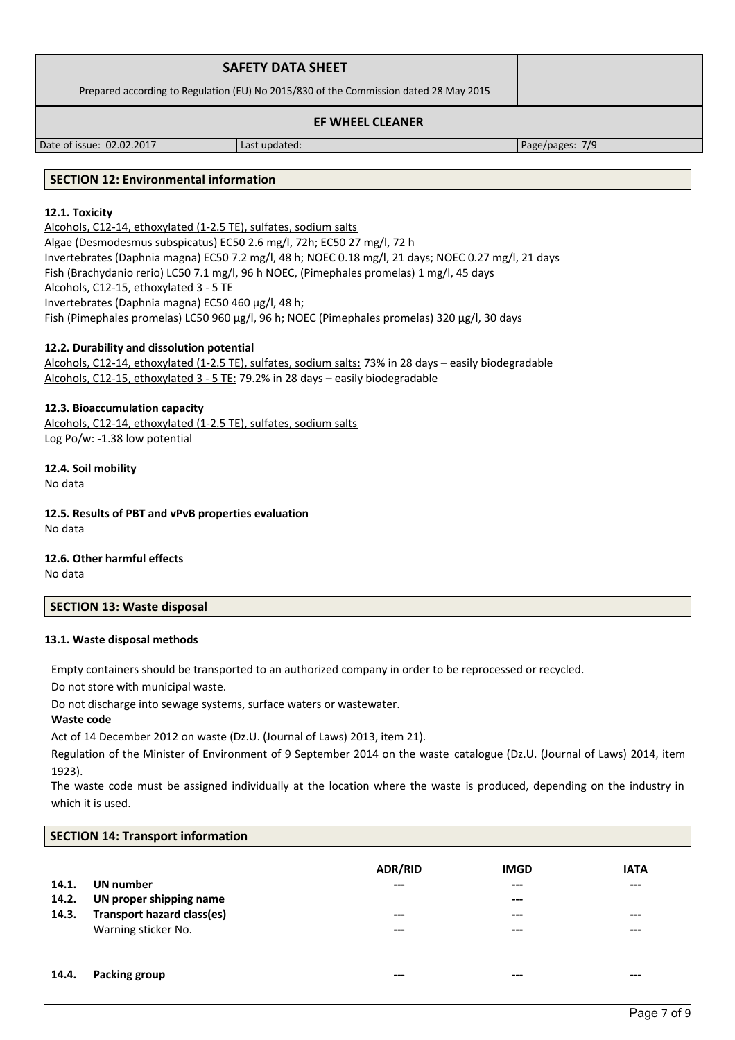## SECTION 12: Environmental information

**12.1. Toxicity**

Alcohols, C12-14, ethoxylated (1-2.5 TE), sulfates, sodium salts
Algae (Desmodesmus subspicatus) EC50 2.6 mg/l, 72h; EC50 27 mg/l, 72 h
Invertebrates (Daphnia magna) EC50 7.2 mg/l, 48 h; NOEC 0.18 mg/l, 21 days; NOEC 0.27 mg/l, 21 days
Fish (Brachydanio rerio) LC50 7.1 mg/l, 96 h NOEC, (Pimephales promelas) 1 mg/l, 45 days
Alcohols, C12-15, ethoxylated 3 - 5 TE
Invertebrates (Daphnia magna) EC50 460 µg/l, 48 h;
Fish (Pimephales promelas) LC50 960 µg/l, 96 h; NOEC (Pimephales promelas) 320 µg/l, 30 days

**12.2. Durability and dissolution potential**

Alcohols, C12-14, ethoxylated (1-2.5 TE), sulfates, sodium salts: 73% in 28 days – easily biodegradable
Alcohols, C12-15, ethoxylated 3 - 5 TE: 79.2% in 28 days – easily biodegradable

**12.3. Bioaccumulation capacity**

Alcohols, C12-14, ethoxylated (1-2.5 TE), sulfates, sodium salts
Log Po/w: -1.38 low potential

**12.4. Soil mobility**

No data

**12.5. Results of PBT and vPvB properties evaluation**

No data

**12.6. Other harmful effects**

No data

## SECTION 13: Waste disposal

**13.1. Waste disposal methods**

Empty containers should be transported to an authorized company in order to be reprocessed or recycled.

Do not store with municipal waste.

Do not discharge into sewage systems, surface waters or wastewater.

**Waste code**

Act of 14 December 2012 on waste (Dz.U. (Journal of Laws) 2013, item 21).

Regulation of the Minister of Environment of 9 September 2014 on the waste catalogue (Dz.U. (Journal of Laws) 2014, item 1923).

The waste code must be assigned individually at the location where the waste is produced, depending on the industry in which it is used.

## SECTION 14: Transport information

| | | ADR/RID | IMGD | IATA |
|---|---|---|---|---|
| 14.1. | **UN number** | --- | --- | --- |
| 14.2. | **UN proper shipping name** | | --- | |
| 14.3. | **Transport hazard class(es)** | --- | --- | --- |
| | Warning sticker No. | --- | --- | --- |
| 14.4. | **Packing group** | --- | --- | --- |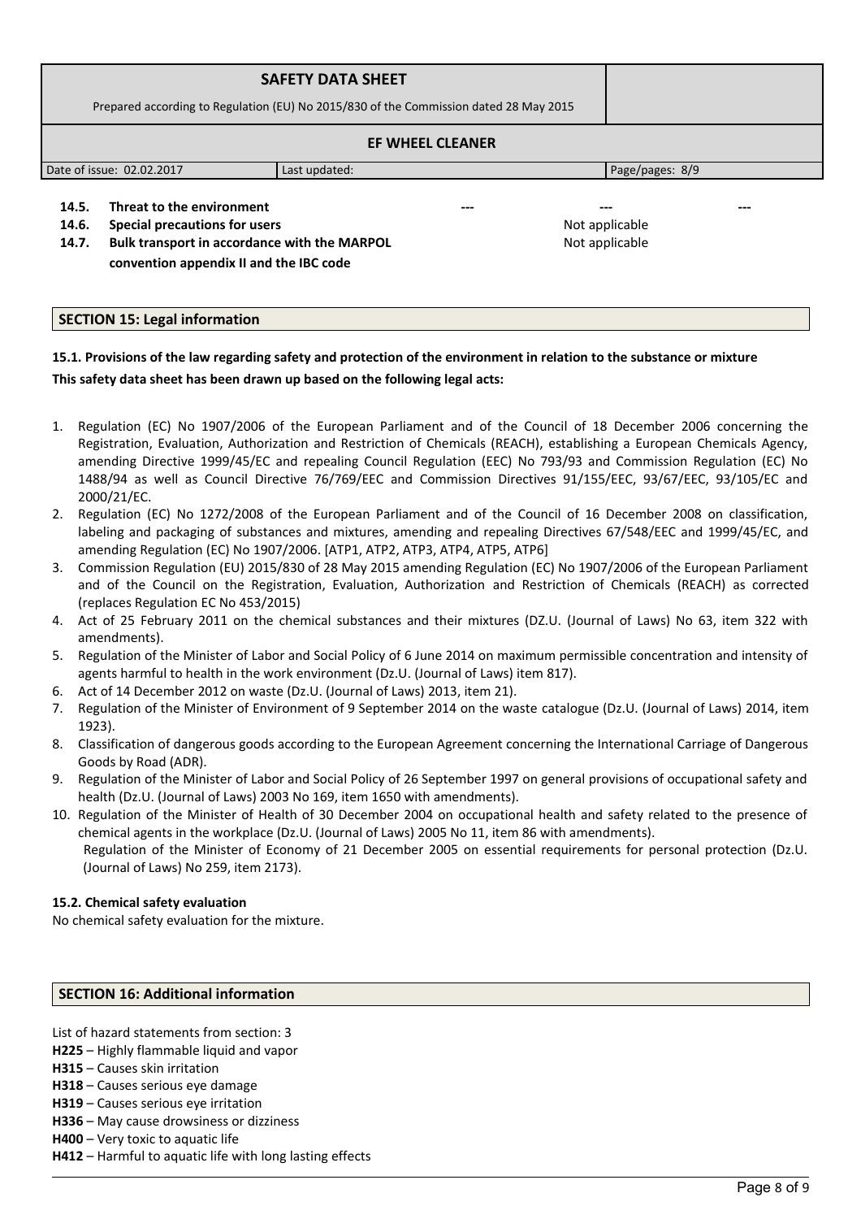| | | | | |
|---|---|---|---|---|
| **14.5.** | **Threat to the environment** | --- | --- | --- |
| **14.6.** | **Special precautions for users** | | Not applicable | |
| **14.7.** | **Bulk transport in accordance with the MARPOL convention appendix II and the IBC code** | | Not applicable | |

## SECTION 15: Legal information

**15.1. Provisions of the law regarding safety and protection of the environment in relation to the substance or mixture**

**This safety data sheet has been drawn up based on the following legal acts:**

1. Regulation (EC) No 1907/2006 of the European Parliament and of the Council of 18 December 2006 concerning the Registration, Evaluation, Authorization and Restriction of Chemicals (REACH), establishing a European Chemicals Agency, amending Directive 1999/45/EC and repealing Council Regulation (EEC) No 793/93 and Commission Regulation (EC) No 1488/94 as well as Council Directive 76/769/EEC and Commission Directives 91/155/EEC, 93/67/EEC, 93/105/EC and 2000/21/EC.
2. Regulation (EC) No 1272/2008 of the European Parliament and of the Council of 16 December 2008 on classification, labeling and packaging of substances and mixtures, amending and repealing Directives 67/548/EEC and 1999/45/EC, and amending Regulation (EC) No 1907/2006. [ATP1, ATP2, ATP3, ATP4, ATP5, ATP6]
3. Commission Regulation (EU) 2015/830 of 28 May 2015 amending Regulation (EC) No 1907/2006 of the European Parliament and of the Council on the Registration, Evaluation, Authorization and Restriction of Chemicals (REACH) as corrected (replaces Regulation EC No 453/2015)
4. Act of 25 February 2011 on the chemical substances and their mixtures (DZ.U. (Journal of Laws) No 63, item 322 with amendments).
5. Regulation of the Minister of Labor and Social Policy of 6 June 2014 on maximum permissible concentration and intensity of agents harmful to health in the work environment (Dz.U. (Journal of Laws) item 817).
6. Act of 14 December 2012 on waste (Dz.U. (Journal of Laws) 2013, item 21).
7. Regulation of the Minister of Environment of 9 September 2014 on the waste catalogue (Dz.U. (Journal of Laws) 2014, item 1923).
8. Classification of dangerous goods according to the European Agreement concerning the International Carriage of Dangerous Goods by Road (ADR).
9. Regulation of the Minister of Labor and Social Policy of 26 September 1997 on general provisions of occupational safety and health (Dz.U. (Journal of Laws) 2003 No 169, item 1650 with amendments).
10. Regulation of the Minister of Health of 30 December 2004 on occupational health and safety related to the presence of chemical agents in the workplace (Dz.U. (Journal of Laws) 2005 No 11, item 86 with amendments).
    Regulation of the Minister of Economy of 21 December 2005 on essential requirements for personal protection (Dz.U. (Journal of Laws) No 259, item 2173).

**15.2. Chemical safety evaluation**

No chemical safety evaluation for the mixture.

## SECTION 16: Additional information

List of hazard statements from section: 3

**H225** – Highly flammable liquid and vapor
**H315** – Causes skin irritation
**H318** – Causes serious eye damage
**H319** – Causes serious eye irritation
**H336** – May cause drowsiness or dizziness
**H400** – Very toxic to aquatic life
**H412** – Harmful to aquatic life with long lasting effects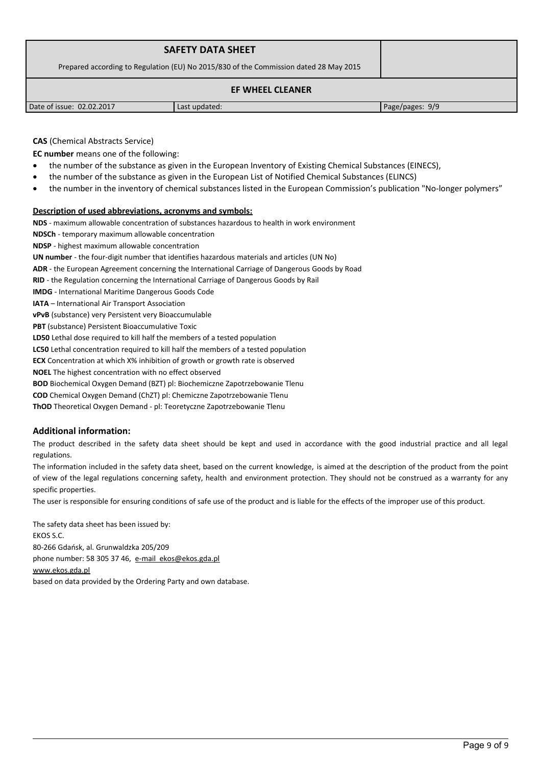**CAS** (Chemical Abstracts Service)

**EC number** means one of the following:

- the number of the substance as given in the European Inventory of Existing Chemical Substances (EINECS),
- the number of the substance as given in the European List of Notified Chemical Substances (ELINCS)
- the number in the inventory of chemical substances listed in the European Commission's publication "No-longer polymers"

**Description of used abbreviations, acronyms and symbols:**

**NDS** - maximum allowable concentration of substances hazardous to health in work environment
**NDSCh** - temporary maximum allowable concentration
**NDSP** - highest maximum allowable concentration
**UN number** - the four-digit number that identifies hazardous materials and articles (UN No)
**ADR** - the European Agreement concerning the International Carriage of Dangerous Goods by Road
**RID** - the Regulation concerning the International Carriage of Dangerous Goods by Rail
**IMDG** - International Maritime Dangerous Goods Code
**IATA** – International Air Transport Association
**vPvB** (substance) very Persistent very Bioaccumulable
**PBT** (substance) Persistent Bioaccumulative Toxic
**LD50** Lethal dose required to kill half the members of a tested population
**LC50** Lethal concentration required to kill half the members of a tested population
**ECX** Concentration at which X% inhibition of growth or growth rate is observed
**NOEL** The highest concentration with no effect observed
**BOD** Biochemical Oxygen Demand (BZT) pl: Biochemiczne Zapotrzebowanie Tlenu
**COD** Chemical Oxygen Demand (ChZT) pl: Chemiczne Zapotrzebowanie Tlenu
**ThOD** Theoretical Oxygen Demand - pl: Teoretyczne Zapotrzebowanie Tlenu

## Additional information:

The product described in the safety data sheet should be kept and used in accordance with the good industrial practice and all legal regulations.

The information included in the safety data sheet, based on the current knowledge, is aimed at the description of the product from the point of view of the legal regulations concerning safety, health and environment protection. They should not be construed as a warranty for any specific properties.

The user is responsible for ensuring conditions of safe use of the product and is liable for the effects of the improper use of this product.

The safety data sheet has been issued by:
EKOS S.C.
80-266 Gdańsk, al. Grunwaldzka 205/209
phone number: 58 305 37 46, e-mail ekos@ekos.gda.pl
www.ekos.gda.pl
based on data provided by the Ordering Party and own database.